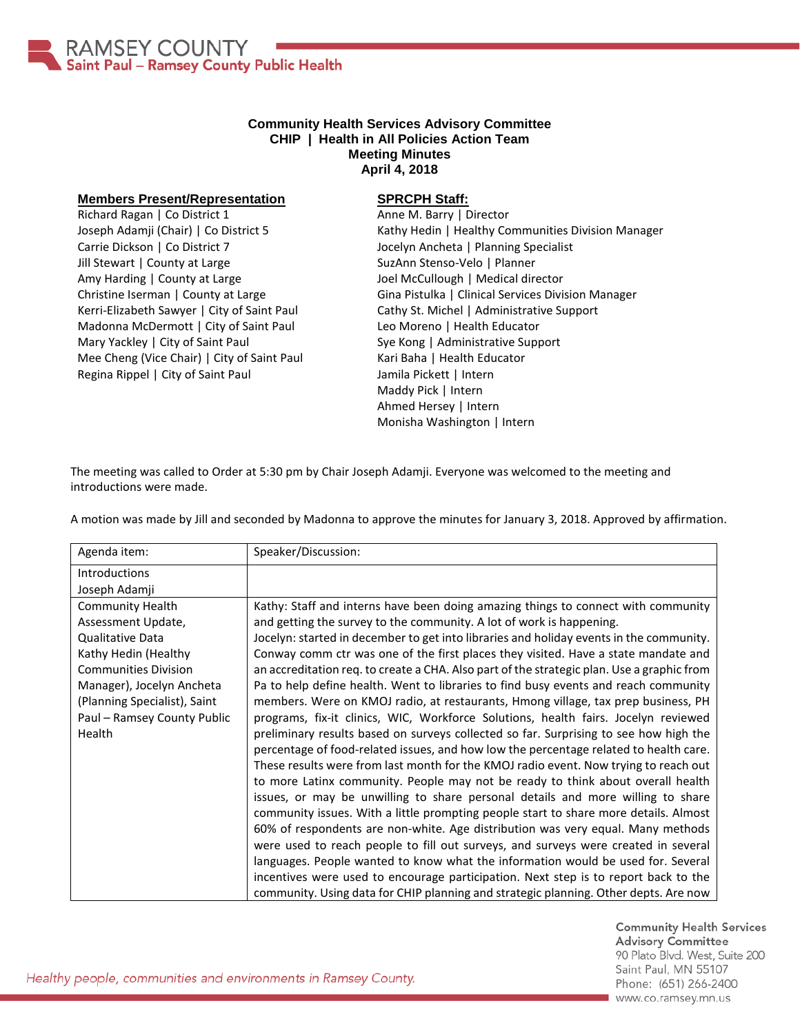# Community Health Services Advisory Committee

## CHIP | Health in All Policies Action Team

## Meeting Minutes

## April 4, 2018

**Members Present/Representation**

Richard Ragan | Co District 1
Joseph Adamji (Chair) | Co District 5
Carrie Dickson | Co District 7
Jill Stewart | County at Large
Amy Harding | County at Large
Christine Iserman | County at Large
Kerri-Elizabeth Sawyer | City of Saint Paul
Madonna McDermott | City of Saint Paul
Mary Yackley | City of Saint Paul
Mee Cheng (Vice Chair) | City of Saint Paul
Regina Rippel | City of Saint Paul

**SPRCPH Staff:**

Anne M. Barry | Director
Kathy Hedin | Healthy Communities Division Manager
Jocelyn Ancheta | Planning Specialist
SuzAnn Stenso-Velo | Planner
Joel McCullough | Medical director
Gina Pistulka | Clinical Services Division Manager
Cathy St. Michel | Administrative Support
Leo Moreno | Health Educator
Sye Kong | Administrative Support
Kari Baha | Health Educator
Jamila Pickett | Intern
Maddy Pick | Intern
Ahmed Hersey | Intern
Monisha Washington | Intern

The meeting was called to Order at 5:30 pm by Chair Joseph Adamji. Everyone was welcomed to the meeting and introductions were made.

A motion was made by Jill and seconded by Madonna to approve the minutes for January 3, 2018. Approved by affirmation.

| Agenda item: | Speaker/Discussion: |
|---|---|
| Introductions<br>Joseph Adamji | |
| Community Health Assessment Update, Qualitative Data<br>Kathy Hedin (Healthy Communities Division Manager), Jocelyn Ancheta (Planning Specialist), Saint Paul – Ramsey County Public Health | Kathy: Staff and interns have been doing amazing things to connect with community and getting the survey to the community. A lot of work is happening.<br>Jocelyn: started in december to get into libraries and holiday events in the community. Conway comm ctr was one of the first places they visited. Have a state mandate and an accreditation req. to create a CHA. Also part of the strategic plan. Use a graphic from Pa to help define health. Went to libraries to find busy events and reach community members. Were on KMOJ radio, at restaurants, Hmong village, tax prep business, PH programs, fix-it clinics, WIC, Workforce Solutions, health fairs. Jocelyn reviewed preliminary results based on surveys collected so far. Surprising to see how high the percentage of food-related issues, and how low the percentage related to health care. These results were from last month for the KMOJ radio event. Now trying to reach out to more Latinx community. People may not be ready to think about overall health issues, or may be unwilling to share personal details and more willing to share community issues. With a little prompting people start to share more details. Almost 60% of respondents are non-white. Age distribution was very equal. Many methods were used to reach people to fill out surveys, and surveys were created in several languages. People wanted to know what the information would be used for. Several incentives were used to encourage participation. Next step is to report back to the community. Using data for CHIP planning and strategic planning. Other depts. Are now |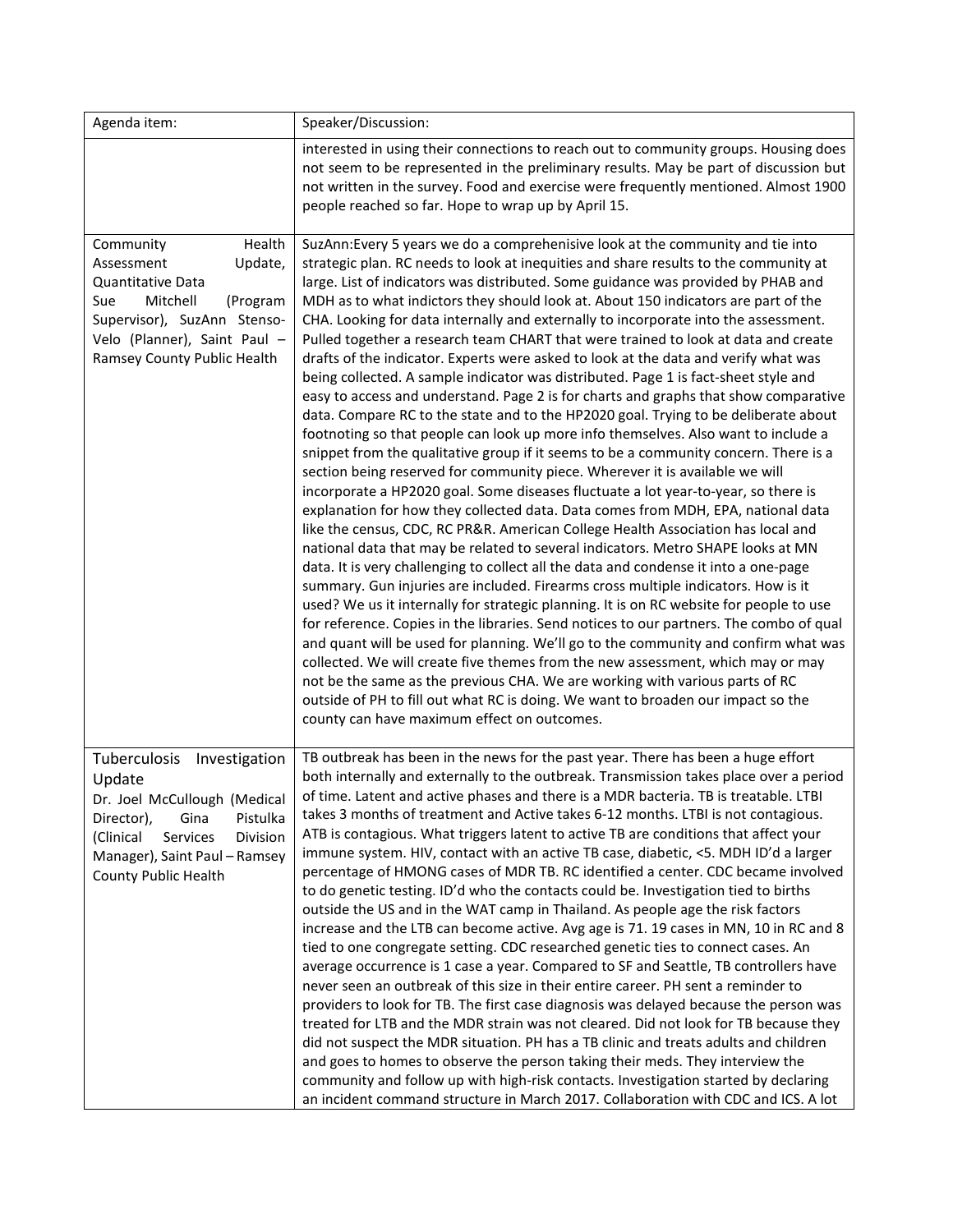| Agenda item: | Speaker/Discussion: |
| --- | --- |
| | interested in using their connections to reach out to community groups. Housing does not seem to be represented in the preliminary results. May be part of discussion but not written in the survey. Food and exercise were frequently mentioned. Almost 1900 people reached so far. Hope to wrap up by April 15. |
| Community Health Assessment Update, Quantitative Data<br>Sue Mitchell (Program Supervisor), SuzAnn Stenso-Velo (Planner), Saint Paul – Ramsey County Public Health | SuzAnn:Every 5 years we do a comprehenisive look at the community and tie into strategic plan. RC needs to look at inequities and share results to the community at large. List of indicators was distributed. Some guidance was provided by PHAB and MDH as to what indictors they should look at. About 150 indicators are part of the CHA. Looking for data internally and externally to incorporate into the assessment. Pulled together a research team CHART that were trained to look at data and create drafts of the indicator. Experts were asked to look at the data and verify what was being collected. A sample indicator was distributed. Page 1 is fact-sheet style and easy to access and understand. Page 2 is for charts and graphs that show comparative data. Compare RC to the state and to the HP2020 goal. Trying to be deliberate about footnoting so that people can look up more info themselves. Also want to include a snippet from the qualitative group if it seems to be a community concern. There is a section being reserved for community piece. Wherever it is available we will incorporate a HP2020 goal. Some diseases fluctuate a lot year-to-year, so there is explanation for how they collected data. Data comes from MDH, EPA, national data like the census, CDC, RC PR&R. American College Health Association has local and national data that may be related to several indicators. Metro SHAPE looks at MN data. It is very challenging to collect all the data and condense it into a one-page summary. Gun injuries are included. Firearms cross multiple indicators. How is it used? We us it internally for strategic planning. It is on RC website for people to use for reference. Copies in the libraries. Send notices to our partners. The combo of qual and quant will be used for planning. We'll go to the community and confirm what was collected. We will create five themes from the new assessment, which may or may not be the same as the previous CHA. We are working with various parts of RC outside of PH to fill out what RC is doing. We want to broaden our impact so the county can have maximum effect on outcomes. |
| Tuberculosis Investigation Update<br>Dr. Joel McCullough (Medical Director), Gina Pistulka (Clinical Services Division Manager), Saint Paul – Ramsey County Public Health | TB outbreak has been in the news for the past year. There has been a huge effort both internally and externally to the outbreak. Transmission takes place over a period of time. Latent and active phases and there is a MDR bacteria. TB is treatable. LTBI takes 3 months of treatment and Active takes 6-12 months. LTBI is not contagious. ATB is contagious. What triggers latent to active TB are conditions that affect your immune system. HIV, contact with an active TB case, diabetic, <5. MDH ID'd a larger percentage of HMONG cases of MDR TB. RC identified a center. CDC became involved to do genetic testing. ID'd who the contacts could be. Investigation tied to births outside the US and in the WAT camp in Thailand. As people age the risk factors increase and the LTB can become active. Avg age is 71. 19 cases in MN, 10 in RC and 8 tied to one congregate setting. CDC researched genetic ties to connect cases. An average occurrence is 1 case a year. Compared to SF and Seattle, TB controllers have never seen an outbreak of this size in their entire career. PH sent a reminder to providers to look for TB. The first case diagnosis was delayed because the person was treated for LTB and the MDR strain was not cleared. Did not look for TB because they did not suspect the MDR situation. PH has a TB clinic and treats adults and children and goes to homes to observe the person taking their meds. They interview the community and follow up with high-risk contacts. Investigation started by declaring an incident command structure in March 2017. Collaboration with CDC and ICS. A lot |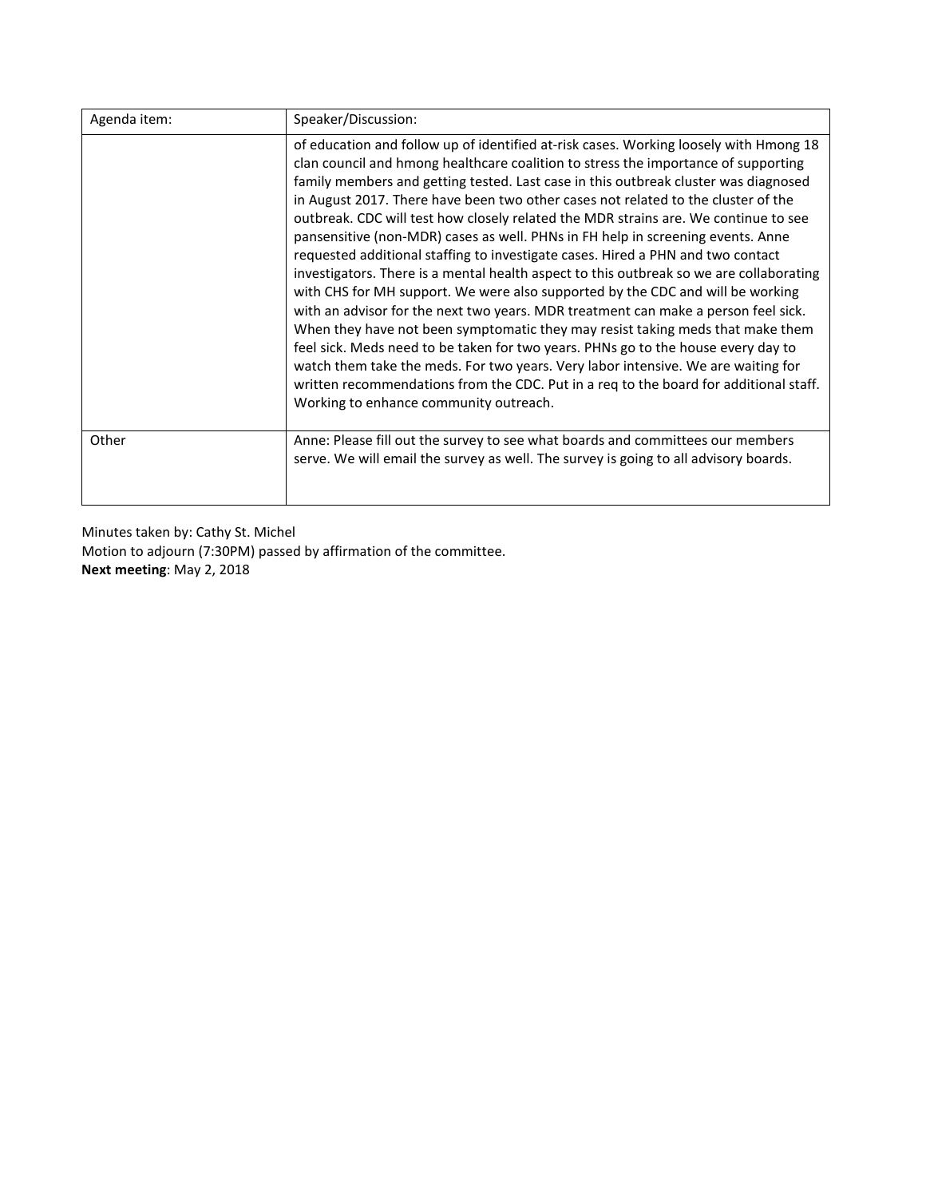| Agenda item: | Speaker/Discussion: |
| --- | --- |
| | of education and follow up of identified at-risk cases. Working loosely with Hmong 18 clan council and hmong healthcare coalition to stress the importance of supporting family members and getting tested. Last case in this outbreak cluster was diagnosed in August 2017. There have been two other cases not related to the cluster of the outbreak. CDC will test how closely related the MDR strains are. We continue to see pansensitive (non-MDR) cases as well. PHNs in FH help in screening events. Anne requested additional staffing to investigate cases. Hired a PHN and two contact investigators. There is a mental health aspect to this outbreak so we are collaborating with CHS for MH support. We were also supported by the CDC and will be working with an advisor for the next two years. MDR treatment can make a person feel sick. When they have not been symptomatic they may resist taking meds that make them feel sick. Meds need to be taken for two years. PHNs go to the house every day to watch them take the meds. For two years. Very labor intensive. We are waiting for written recommendations from the CDC. Put in a req to the board for additional staff. Working to enhance community outreach. |
| Other | Anne: Please fill out the survey to see what boards and committees our members serve. We will email the survey as well. The survey is going to all advisory boards. |

Minutes taken by: Cathy St. Michel

Motion to adjourn (7:30PM) passed by affirmation of the committee.

**Next meeting**: May 2, 2018